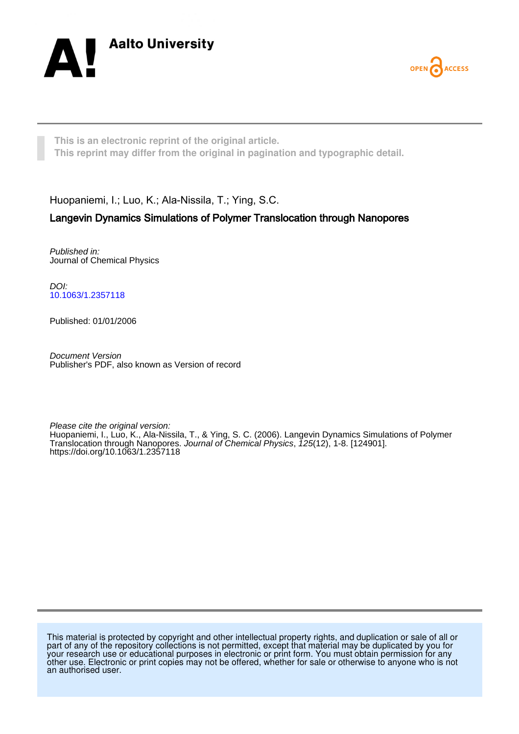Aalto University

OPEN ACCESS

This is an electronic reprint of the original article.
This reprint may differ from the original in pagination and typographic detail.

Huopaniemi, I.; Luo, K.; Ala-Nissila, T.; Ying, S.C.

**Langevin Dynamics Simulations of Polymer Translocation through Nanopores**

*Published in:*
Journal of Chemical Physics

*DOI:*
10.1063/1.2357118

Published: 01/01/2006

*Document Version*
Publisher's PDF, also known as Version of record

*Please cite the original version:*
Huopaniemi, I., Luo, K., Ala-Nissila, T., & Ying, S. C. (2006). Langevin Dynamics Simulations of Polymer Translocation through Nanopores. *Journal of Chemical Physics*, *125*(12), 1-8. [124901]. https://doi.org/10.1063/1.2357118

This material is protected by copyright and other intellectual property rights, and duplication or sale of all or part of any of the repository collections is not permitted, except that material may be duplicated by you for your research use or educational purposes in electronic or print form. You must obtain permission for any other use. Electronic or print copies may not be offered, whether for sale or otherwise to anyone who is not an authorised user.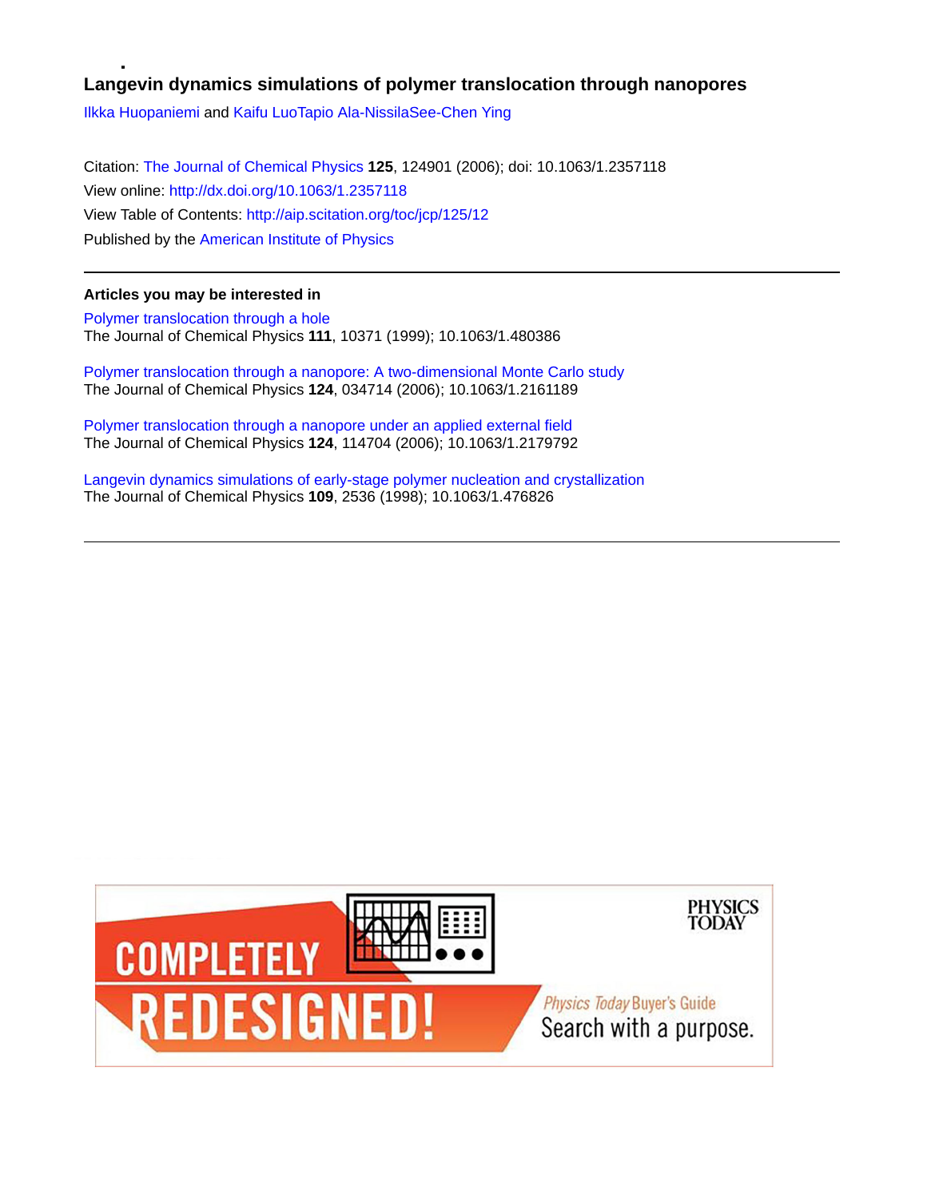# Langevin dynamics simulations of polymer translocation through nanopores

Ilkka Huopaniemi and Kaifu LuoTapio Ala-NissilaSee-Chen Ying

Citation: The Journal of Chemical Physics **125**, 124901 (2006); doi: 10.1063/1.2357118

View online: http://dx.doi.org/10.1063/1.2357118

View Table of Contents: http://aip.scitation.org/toc/jcp/125/12

Published by the American Institute of Physics

---

**Articles you may be interested in**

Polymer translocation through a hole
The Journal of Chemical Physics **111**, 10371 (1999); 10.1063/1.480386

Polymer translocation through a nanopore: A two-dimensional Monte Carlo study
The Journal of Chemical Physics **124**, 034714 (2006); 10.1063/1.2161189

Polymer translocation through a nanopore under an applied external field
The Journal of Chemical Physics **124**, 114704 (2006); 10.1063/1.2179792

Langevin dynamics simulations of early-stage polymer nucleation and crystallization
The Journal of Chemical Physics **109**, 2536 (1998); 10.1063/1.476826

---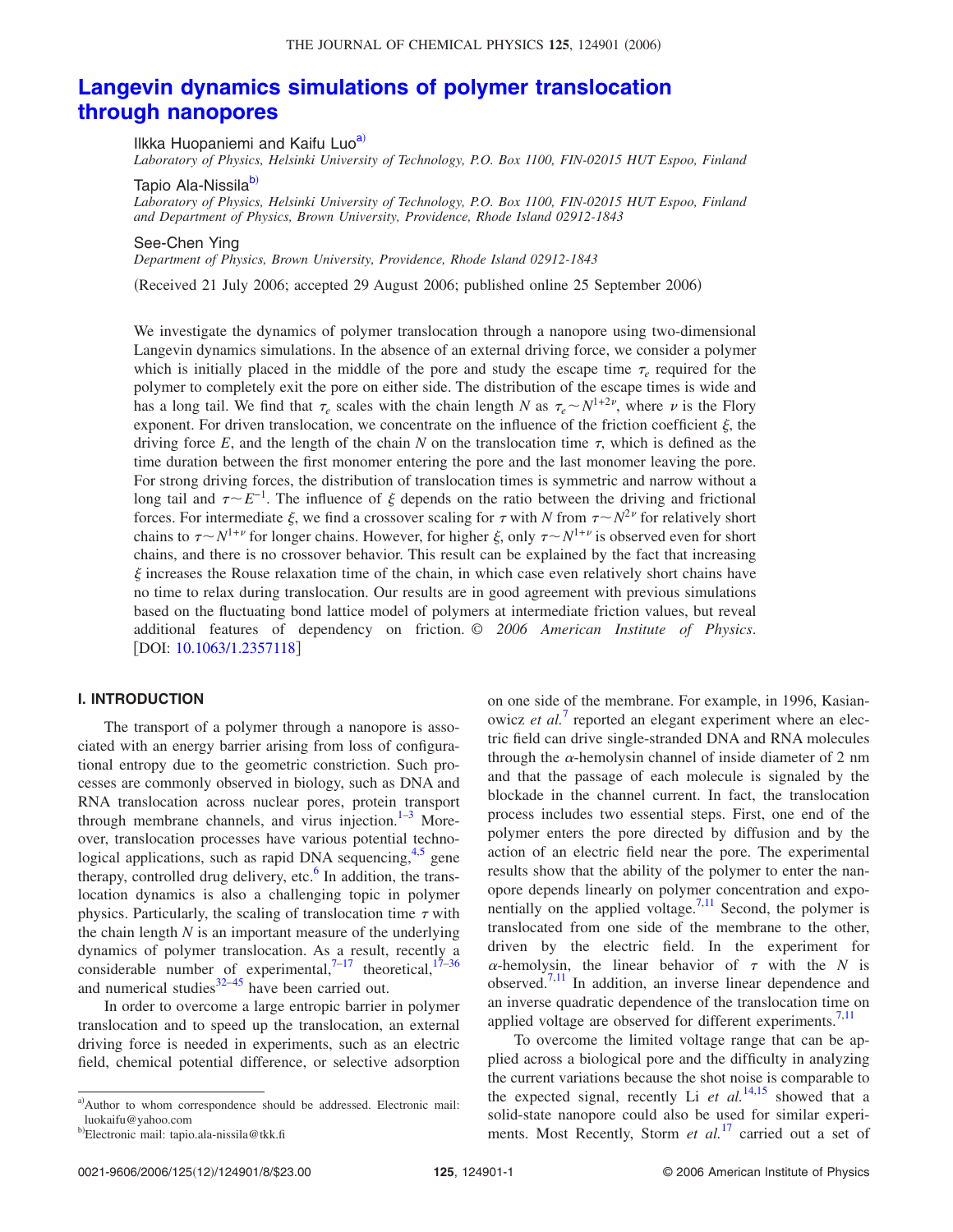# Langevin dynamics simulations of polymer translocation through nanopores

Ilkka Huopaniemi and Kaifu Luo[a)]

*Laboratory of Physics, Helsinki University of Technology, P.O. Box 1100, FIN-02015 HUT Espoo, Finland*

Tapio Ala-Nissila[b)]

*Laboratory of Physics, Helsinki University of Technology, P.O. Box 1100, FIN-02015 HUT Espoo, Finland and Department of Physics, Brown University, Providence, Rhode Island 02912-1843*

See-Chen Ying

*Department of Physics, Brown University, Providence, Rhode Island 02912-1843*

(Received 21 July 2006; accepted 29 August 2006; published online 25 September 2006)

We investigate the dynamics of polymer translocation through a nanopore using two-dimensional Langevin dynamics simulations. In the absence of an external driving force, we consider a polymer which is initially placed in the middle of the pore and study the escape time $\tau_e$ required for the polymer to completely exit the pore on either side. The distribution of the escape times is wide and has a long tail. We find that $\tau_e$ scales with the chain length $N$ as $\tau_e \sim N^{1+2\nu}$, where $\nu$ is the Flory exponent. For driven translocation, we concentrate on the influence of the friction coefficient $\xi$, the driving force $E$, and the length of the chain $N$ on the translocation time $\tau$, which is defined as the time duration between the first monomer entering the pore and the last monomer leaving the pore. For strong driving forces, the distribution of translocation times is symmetric and narrow without a long tail and $\tau \sim E^{-1}$. The influence of $\xi$ depends on the ratio between the driving and frictional forces. For intermediate $\xi$, we find a crossover scaling for $\tau$ with $N$ from $\tau \sim N^{2\nu}$ for relatively short chains to $\tau \sim N^{1+\nu}$ for longer chains. However, for higher $\xi$, only $\tau \sim N^{1+\nu}$ is observed even for short chains, and there is no crossover behavior. This result can be explained by the fact that increasing $\xi$ increases the Rouse relaxation time of the chain, in which case even relatively short chains have no time to relax during translocation. Our results are in good agreement with previous simulations based on the fluctuating bond lattice model of polymers at intermediate friction values, but reveal additional features of dependency on friction. © *2006 American Institute of Physics*. [DOI: 10.1063/1.2357118]

## I. INTRODUCTION

The transport of a polymer through a nanopore is associated with an energy barrier arising from loss of configurational entropy due to the geometric constriction. Such processes are commonly observed in biology, such as DNA and RNA translocation across nuclear pores, protein transport through membrane channels, and virus injection.[1–3] Moreover, translocation processes have various potential technological applications, such as rapid DNA sequencing,[4,5] gene therapy, controlled drug delivery, etc.[6] In addition, the translocation dynamics is also a challenging topic in polymer physics. Particularly, the scaling of translocation time $\tau$ with the chain length $N$ is an important measure of the underlying dynamics of polymer translocation. As a result, recently a considerable number of experimental,[7–17] theoretical,[17–36] and numerical studies[32–45] have been carried out.

In order to overcome a large entropic barrier in polymer translocation and to speed up the translocation, an external driving force is needed in experiments, such as an electric field, chemical potential difference, or selective adsorption on one side of the membrane. For example, in 1996, Kasianowicz *et al.*[7] reported an elegant experiment where an electric field can drive single-stranded DNA and RNA molecules through the $\alpha$-hemolysin channel of inside diameter of 2 nm and that the passage of each molecule is signaled by the blockade in the channel current. In fact, the translocation process includes two essential steps. First, one end of the polymer enters the pore directed by diffusion and by the action of an electric field near the pore. The experimental results show that the ability of the polymer to enter the nanopore depends linearly on polymer concentration and exponentially on the applied voltage.[7,11] Second, the polymer is translocated from one side of the membrane to the other, driven by the electric field. In the experiment for $\alpha$-hemolysin, the linear behavior of $\tau$ with the $N$ is observed.[7,11] In addition, an inverse linear dependence and an inverse quadratic dependence of the translocation time on applied voltage are observed for different experiments.[7,11]

To overcome the limited voltage range that can be applied across a biological pore and the difficulty in analyzing the current variations because the shot noise is comparable to the expected signal, recently Li *et al.*[14,15] showed that a solid-state nanopore could also be used for similar experiments. Most Recently, Storm *et al.*[17] carried out a set of

---

a)Author to whom correspondence should be addressed. Electronic mail: luokaifu@yahoo.com

b)Electronic mail: tapio.ala-nissila@tkk.fi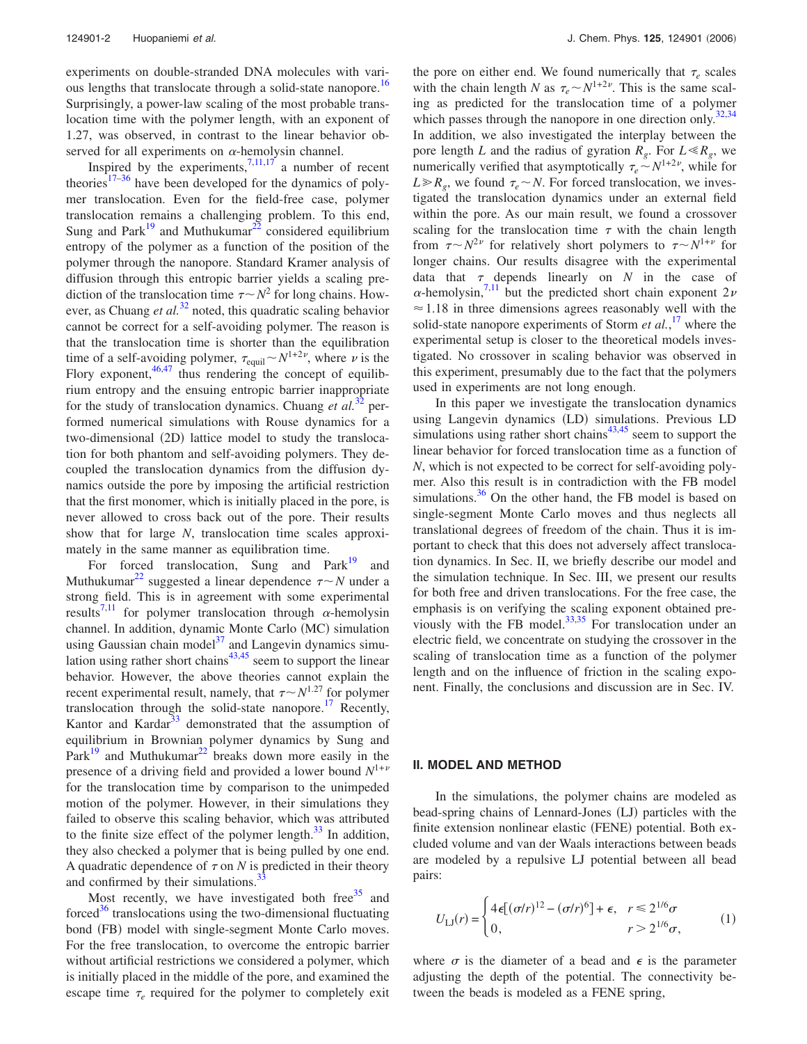experiments on double-stranded DNA molecules with various lengths that translocate through a solid-state nanopore.[16] Surprisingly, a power-law scaling of the most probable translocation time with the polymer length, with an exponent of 1.27, was observed, in contrast to the linear behavior observed for all experiments on $\alpha$-hemolysin channel.

Inspired by the experiments,[7,11,17] a number of recent theories[17–36] have been developed for the dynamics of polymer translocation. Even for the field-free case, polymer translocation remains a challenging problem. To this end, Sung and Park[19] and Muthukumar[22] considered equilibrium entropy of the polymer as a function of the position of the polymer through the nanopore. Standard Kramer analysis of diffusion through this entropic barrier yields a scaling prediction of the translocation time $\tau \sim N^2$ for long chains. However, as Chuang *et al.*[32] noted, this quadratic scaling behavior cannot be correct for a self-avoiding polymer. The reason is that the translocation time is shorter than the equilibration time of a self-avoiding polymer, $\tau_{\mathrm{equil}} \sim N^{1+2\nu}$, where $\nu$ is the Flory exponent,[46,47] thus rendering the concept of equilibrium entropy and the ensuing entropic barrier inappropriate for the study of translocation dynamics. Chuang *et al.*[32] performed numerical simulations with Rouse dynamics for a two-dimensional (2D) lattice model to study the translocation for both phantom and self-avoiding polymers. They decoupled the translocation dynamics from the diffusion dynamics outside the pore by imposing the artificial restriction that the first monomer, which is initially placed in the pore, is never allowed to cross back out of the pore. Their results show that for large $N$, translocation time scales approximately in the same manner as equilibration time.

For forced translocation, Sung and Park[19] and Muthukumar[22] suggested a linear dependence $\tau \sim N$ under a strong field. This is in agreement with some experimental results[7,11] for polymer translocation through $\alpha$-hemolysin channel. In addition, dynamic Monte Carlo (MC) simulation using Gaussian chain model[37] and Langevin dynamics simulation using rather short chains[43,45] seem to support the linear behavior. However, the above theories cannot explain the recent experimental result, namely, that $\tau \sim N^{1.27}$ for polymer translocation through the solid-state nanopore.[17] Recently, Kantor and Kardar[33] demonstrated that the assumption of equilibrium in Brownian polymer dynamics by Sung and Park[19] and Muthukumar[22] breaks down more easily in the presence of a driving field and provided a lower bound $N^{1+\nu}$ for the translocation time by comparison to the unimpeded motion of the polymer. However, in their simulations they failed to observe this scaling behavior, which was attributed to the finite size effect of the polymer length.[33] In addition, they also checked a polymer that is being pulled by one end. A quadratic dependence of $\tau$ on $N$ is predicted in their theory and confirmed by their simulations.[33]

Most recently, we have investigated both free[35] and forced[36] translocations using the two-dimensional fluctuating bond (FB) model with single-segment Monte Carlo moves. For the free translocation, to overcome the entropic barrier without artificial restrictions we considered a polymer, which is initially placed in the middle of the pore, and examined the escape time $\tau_e$ required for the polymer to completely exit the pore on either end. We found numerically that $\tau_e$ scales with the chain length $N$ as $\tau_e \sim N^{1+2\nu}$. This is the same scaling as predicted for the translocation time of a polymer which passes through the nanopore in one direction only.[32,34] In addition, we also investigated the interplay between the pore length $L$ and the radius of gyration $R_g$. For $L \ll R_g$, we numerically verified that asymptotically $\tau_e \sim N^{1+2\nu}$, while for $L \gg R_g$, we found $\tau_e \sim N$. For forced translocation, we investigated the translocation dynamics under an external field within the pore. As our main result, we found a crossover scaling for the translocation time $\tau$ with the chain length from $\tau \sim N^{2\nu}$ for relatively short polymers to $\tau \sim N^{1+\nu}$ for longer chains. Our results disagree with the experimental data that $\tau$ depends linearly on $N$ in the case of $\alpha$-hemolysin,[7,11] but the predicted short chain exponent $2\nu \approx 1.18$ in three dimensions agrees reasonably well with the solid-state nanopore experiments of Storm *et al.*,[17] where the experimental setup is closer to the theoretical models investigated. No crossover in scaling behavior was observed in this experiment, presumably due to the fact that the polymers used in experiments are not long enough.

In this paper we investigate the translocation dynamics using Langevin dynamics (LD) simulations. Previous LD simulations using rather short chains[43,45] seem to support the linear behavior for forced translocation time as a function of $N$, which is not expected to be correct for self-avoiding polymer. Also this result is in contradiction with the FB model simulations.[36] On the other hand, the FB model is based on single-segment Monte Carlo moves and thus neglects all translational degrees of freedom of the chain. Thus it is important to check that this does not adversely affect translocation dynamics. In Sec. II, we briefly describe our model and the simulation technique. In Sec. III, we present our results for both free and driven translocations. For the free case, the emphasis is on verifying the scaling exponent obtained previously with the FB model.[33,35] For translocation under an electric field, we concentrate on studying the crossover in the scaling of translocation time as a function of the polymer length and on the influence of friction in the scaling exponent. Finally, the conclusions and discussion are in Sec. IV.

## II. MODEL AND METHOD

In the simulations, the polymer chains are modeled as bead-spring chains of Lennard-Jones (LJ) particles with the finite extension nonlinear elastic (FENE) potential. Both excluded volume and van der Waals interactions between beads are modeled by a repulsive LJ potential between all bead pairs:

$$U_{\mathrm{LJ}}(r) = \begin{cases} 4\epsilon[(\sigma/r)^{12} - (\sigma/r)^{6}] + \epsilon, & r \leq 2^{1/6}\sigma \\ 0, & r > 2^{1/6}\sigma, \end{cases} \qquad (1)$$

where $\sigma$ is the diameter of a bead and $\epsilon$ is the parameter adjusting the depth of the potential. The connectivity between the beads is modeled as a FENE spring,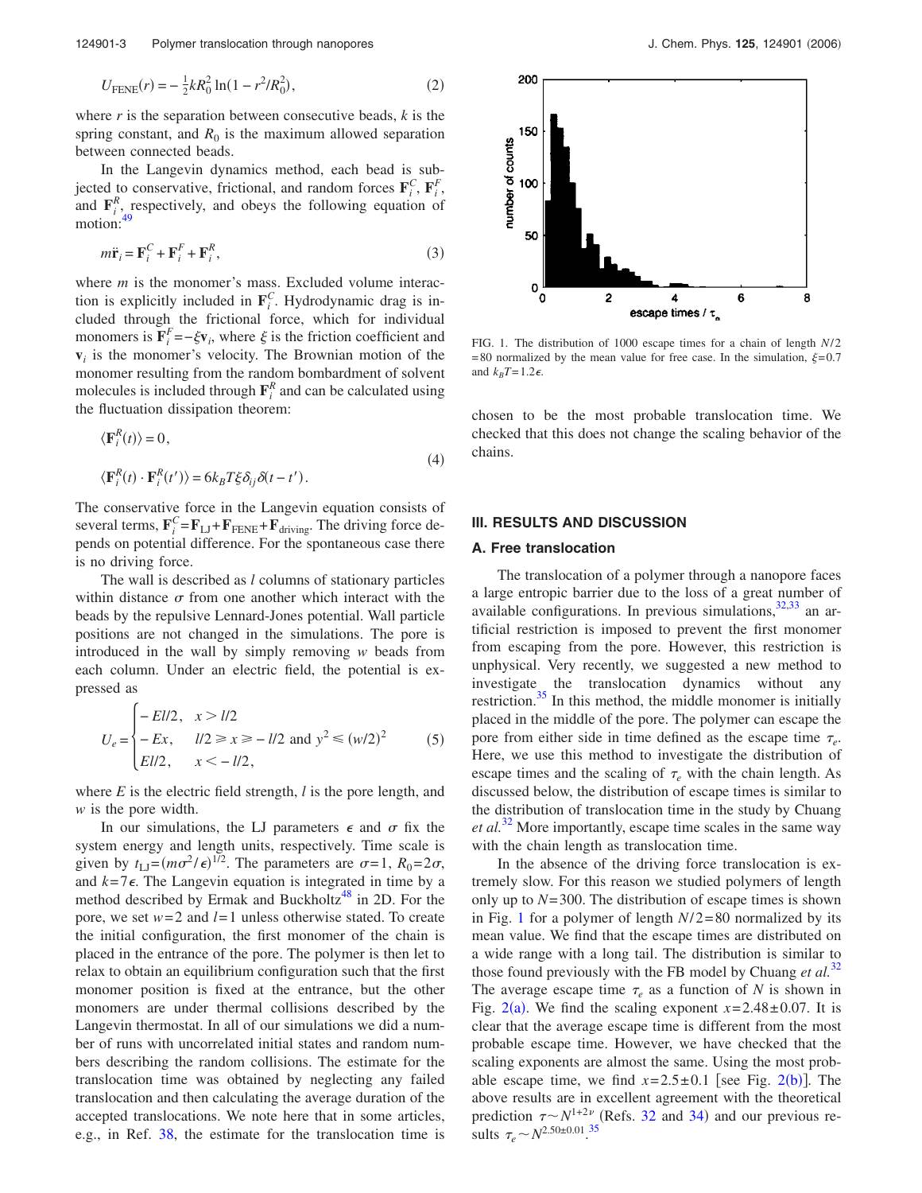$$U_{\text{FENE}}(r) = -\frac{1}{2}kR_0^2 \ln(1 - r^2/R_0^2), \tag{2}$$

where $r$ is the separation between consecutive beads, $k$ is the spring constant, and $R_0$ is the maximum allowed separation between connected beads.

In the Langevin dynamics method, each bead is subjected to conservative, frictional, and random forces $\mathbf{F}_i^C$, $\mathbf{F}_i^F$, and $\mathbf{F}_i^R$, respectively, and obeys the following equation of motion:[49]

$$m\ddot{\mathbf{r}}_i = \mathbf{F}_i^C + \mathbf{F}_i^F + \mathbf{F}_i^R, \tag{3}$$

where $m$ is the monomer's mass. Excluded volume interaction is explicitly included in $\mathbf{F}_i^C$. Hydrodynamic drag is included through the frictional force, which for individual monomers is $\mathbf{F}_i^F = -\xi \mathbf{v}_i$, where $\xi$ is the friction coefficient and $\mathbf{v}_i$ is the monomer's velocity. The Brownian motion of the monomer resulting from the random bombardment of solvent molecules is included through $\mathbf{F}_i^R$ and can be calculated using the fluctuation dissipation theorem:

$$\langle \mathbf{F}_i^R(t) \rangle = 0,$$
$$\langle \mathbf{F}_i^R(t) \cdot \mathbf{F}_j^R(t') \rangle = 6k_B T \xi \delta_{ij} \delta(t - t'). \tag{4}$$

The conservative force in the Langevin equation consists of several terms, $\mathbf{F}_i^C = \mathbf{F}_{\text{LJ}} + \mathbf{F}_{\text{FENE}} + \mathbf{F}_{\text{driving}}$. The driving force depends on potential difference. For the spontaneous case there is no driving force.

The wall is described as $l$ columns of stationary particles within distance $\sigma$ from one another which interact with the beads by the repulsive Lennard-Jones potential. Wall particle positions are not changed in the simulations. The pore is introduced in the wall by simply removing $w$ beads from each column. Under an electric field, the potential is expressed as

$$U_e = \begin{cases} -El/2, & x > l/2 \\ -Ex, & l/2 \geq x \geq -l/2 \text{ and } y^2 \leq (w/2)^2 \\ El/2, & x < -l/2, \end{cases} \tag{5}$$

where $E$ is the electric field strength, $l$ is the pore length, and $w$ is the pore width.

In our simulations, the LJ parameters $\epsilon$ and $\sigma$ fix the system energy and length units, respectively. Time scale is given by $t_{\text{LJ}} = (m\sigma^2/\epsilon)^{1/2}$. The parameters are $\sigma = 1$, $R_0 = 2\sigma$, and $k = 7\epsilon$. The Langevin equation is integrated in time by a method described by Ermak and Buckholtz[48] in 2D. For the pore, we set $w = 2$ and $l = 1$ unless otherwise stated. To create the initial configuration, the first monomer of the chain is placed in the entrance of the pore. The polymer is then let to relax to obtain an equilibrium configuration such that the first monomer position is fixed at the entrance, but the other monomers are under thermal collisions described by the Langevin thermostat. In all of our simulations we did a number of runs with uncorrelated initial states and random numbers describing the random collisions. The estimate for the translocation time was obtained by neglecting any failed translocation and then calculating the average duration of the accepted translocations. We note here that in some articles, e.g., in Ref. 38, the estimate for the translocation time is chosen to be the most probable translocation time. We checked that this does not change the scaling behavior of the chains.

FIG. 1. The distribution of 1000 escape times for a chain of length $N/2 = 80$ normalized by the mean value for free case. In the simulation, $\xi = 0.7$ and $k_B T = 1.2\epsilon$.

## III. RESULTS AND DISCUSSION

### A. Free translocation

The translocation of a polymer through a nanopore faces a large entropic barrier due to the loss of a great number of available configurations. In previous simulations,[32,33] an artificial restriction is imposed to prevent the first monomer from escaping from the pore. However, this restriction is unphysical. Very recently, we suggested a new method to investigate the translocation dynamics without any restriction.[35] In this method, the middle monomer is initially placed in the middle of the pore. The polymer can escape the pore from either side in time defined as the escape time $\tau_e$. Here, we use this method to investigate the distribution of escape times and the scaling of $\tau_e$ with the chain length. As discussed below, the distribution of escape times is similar to the distribution of translocation time in the study by Chuang *et al.*[32] More importantly, escape time scales in the same way with the chain length as translocation time.

In the absence of the driving force translocation is extremely slow. For this reason we studied polymers of length only up to $N = 300$. The distribution of escape times is shown in Fig. 1 for a polymer of length $N/2 = 80$ normalized by its mean value. We find that the escape times are distributed on a wide range with a long tail. The distribution is similar to those found previously with the FB model by Chuang *et al.*[32] The average escape time $\tau_e$ as a function of $N$ is shown in Fig. 2(a). We find the scaling exponent $x = 2.48 \pm 0.07$. It is clear that the average escape time is different from the most probable escape time. However, we have checked that the scaling exponents are almost the same. Using the most probable escape time, we find $x = 2.5 \pm 0.1$ [see Fig. 2(b)]. The above results are in excellent agreement with the theoretical prediction $\tau \sim N^{1+2\nu}$ (Refs. 32 and 34) and our previous results $\tau_e \sim N^{2.50 \pm 0.01}$.[35]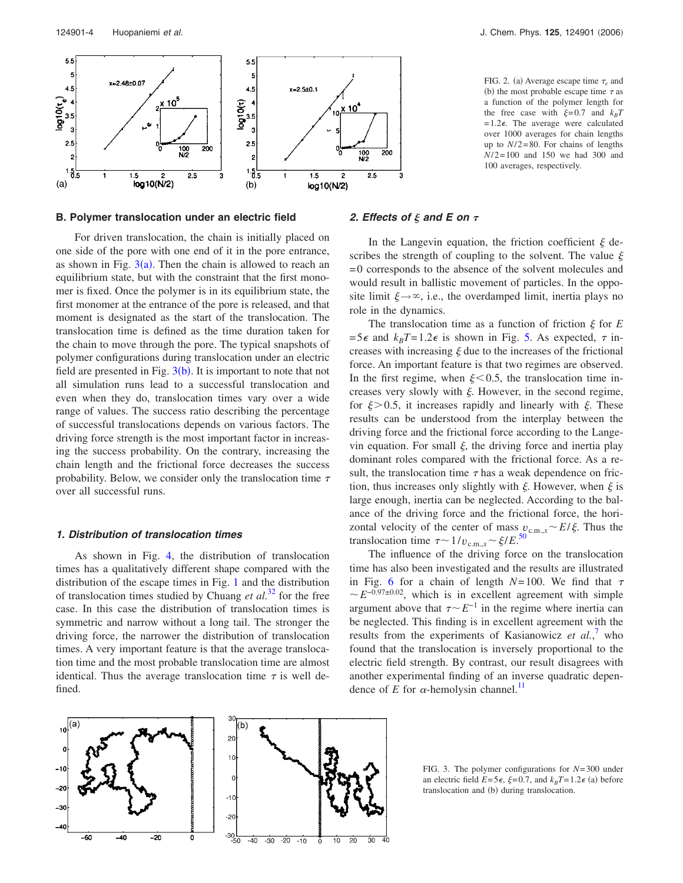FIG. 2. (a) Average escape time $\tau_e$ and (b) the most probable escape time $\tau$ as a function of the polymer length for the free case with $\xi=0.7$ and $k_BT=1.2\epsilon$. The average were calculated over 1000 averages for chain lengths up to $N/2=80$. For chains of lengths $N/2=100$ and 150 we had 300 and 100 averages, respectively.

### B. Polymer translocation under an electric field

For driven translocation, the chain is initially placed on one side of the pore with one end of it in the pore entrance, as shown in Fig. 3(a). Then the chain is allowed to reach an equilibrium state, but with the constraint that the first monomer is fixed. Once the polymer is in its equilibrium state, the first monomer at the entrance of the pore is released, and that moment is designated as the start of the translocation. The translocation time is defined as the time duration taken for the chain to move through the pore. The typical snapshots of polymer configurations during translocation under an electric field are presented in Fig. 3(b). It is important to note that not all simulation runs lead to a successful translocation and even when they do, translocation times vary over a wide range of values. The success ratio describing the percentage of successful translocations depends on various factors. The driving force strength is the most important factor in increasing the success probability. On the contrary, increasing the chain length and the frictional force decreases the success probability. Below, we consider only the translocation time $\tau$ over all successful runs.

#### *1. Distribution of translocation times*

As shown in Fig. 4, the distribution of translocation times has a qualitatively different shape compared with the distribution of the escape times in Fig. 1 and the distribution of translocation times studied by Chuang *et al.*[32] for the free case. In this case the distribution of translocation times is symmetric and narrow without a long tail. The stronger the driving force, the narrower the distribution of translocation times. A very important feature is that the average translocation time and the most probable translocation time are almost identical. Thus the average translocation time $\tau$ is well defined.

#### *2. Effects of $\xi$ and $E$ on $\tau$*

In the Langevin equation, the friction coefficient $\xi$ describes the strength of coupling to the solvent. The value $\xi=0$ corresponds to the absence of the solvent molecules and would result in ballistic movement of particles. In the opposite limit $\xi \rightarrow \infty$, i.e., the overdamped limit, inertia plays no role in the dynamics.

The translocation time as a function of friction $\xi$ for $E=5\epsilon$ and $k_BT=1.2\epsilon$ is shown in Fig. 5. As expected, $\tau$ increases with increasing $\xi$ due to the increases of the frictional force. An important feature is that two regimes are observed. In the first regime, when $\xi<0.5$, the translocation time increases very slowly with $\xi$. However, in the second regime, for $\xi>0.5$, it increases rapidly and linearly with $\xi$. These results can be understood from the interplay between the driving force and the frictional force according to the Langevin equation. For small $\xi$, the driving force and inertia play dominant roles compared with the frictional force. As a result, the translocation time $\tau$ has a weak dependence on friction, thus increases only slightly with $\xi$. However, when $\xi$ is large enough, inertia can be neglected. According to the balance of the driving force and the frictional force, the horizontal velocity of the center of mass $v_{\mathrm{c.m.},x} \sim E/\xi$. Thus the translocation time $\tau \sim 1/v_{\mathrm{c.m.},x} \sim \xi/E$.[50]

The influence of the driving force on the translocation time has also been investigated and the results are illustrated in Fig. 6 for a chain of length $N=100$. We find that $\tau \sim E^{-0.97\pm0.02}$, which is in excellent agreement with simple argument above that $\tau \sim E^{-1}$ in the regime where inertia can be neglected. This finding is in excellent agreement with the results from the experiments of Kasianowicz *et al.*,[7] who found that the translocation is inversely proportional to the electric field strength. By contrast, our result disagrees with another experimental finding of an inverse quadratic dependence of $E$ for $\alpha$-hemolysin channel.[11]

FIG. 3. The polymer configurations for $N=300$ under an electric field $E=5\epsilon$, $\xi=0.7$, and $k_BT=1.2\epsilon$ (a) before translocation and (b) during translocation.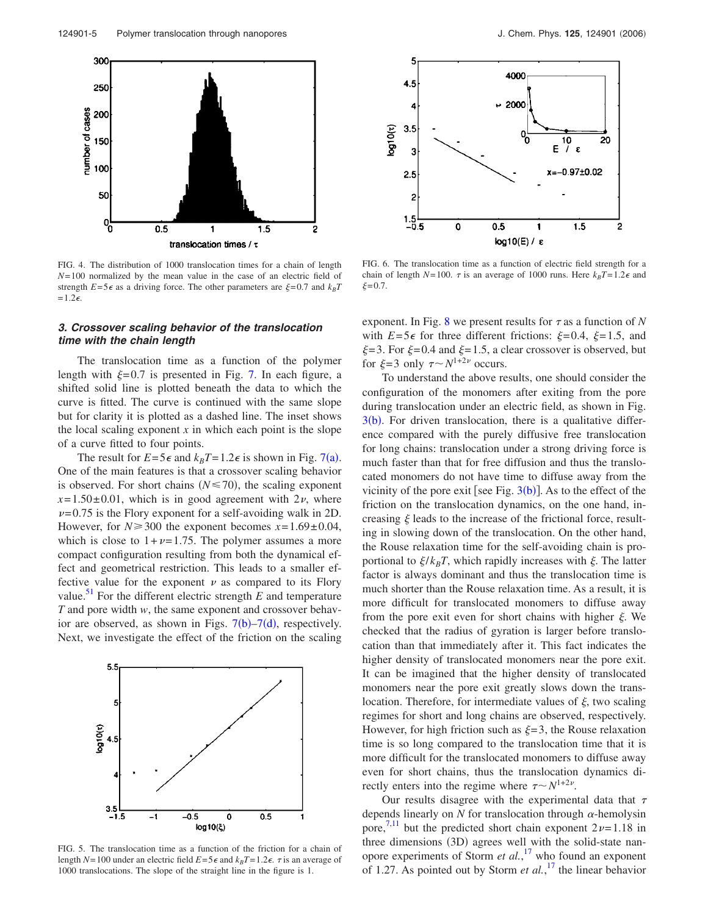FIG. 4. The distribution of 1000 translocation times for a chain of length $N=100$ normalized by the mean value in the case of an electric field of strength $E=5\epsilon$ as a driving force. The other parameters are $\xi=0.7$ and $k_BT=1.2\epsilon$.

FIG. 6. The translocation time as a function of electric field strength for a chain of length $N=100$. $\tau$ is an average of 1000 runs. Here $k_BT=1.2\epsilon$ and $\xi=0.7$.

### 3. Crossover scaling behavior of the translocation time with the chain length

The translocation time as a function of the polymer length with $\xi=0.7$ is presented in Fig. 7. In each figure, a shifted solid line is plotted beneath the data to which the curve is fitted. The curve is continued with the same slope but for clarity it is plotted as a dashed line. The inset shows the local scaling exponent $x$ in which each point is the slope of a curve fitted to four points.

The result for $E=5\epsilon$ and $k_BT=1.2\epsilon$ is shown in Fig. 7(a). One of the main features is that a crossover scaling behavior is observed. For short chains ($N\leq 70$), the scaling exponent $x=1.50\pm0.01$, which is in good agreement with $2\nu$, where $\nu=0.75$ is the Flory exponent for a self-avoiding walk in 2D. However, for $N\geq 300$ the exponent becomes $x=1.69\pm0.04$, which is close to $1+\nu=1.75$. The polymer assumes a more compact configuration resulting from both the dynamical effect and geometrical restriction. This leads to a smaller effective value for the exponent $\nu$ as compared to its Flory value.[51] For the different electric strength $E$ and temperature $T$ and pore width $w$, the same exponent and crossover behavior are observed, as shown in Figs. 7(b)–7(d), respectively. Next, we investigate the effect of the friction on the scaling exponent. In Fig. 8 we present results for $\tau$ as a function of $N$ with $E=5\epsilon$ for three different frictions: $\xi=0.4$, $\xi=1.5$, and $\xi=3$. For $\xi=0.4$ and $\xi=1.5$, a clear crossover is observed, but for $\xi=3$ only $\tau\sim N^{1+2\nu}$ occurs.

FIG. 5. The translocation time as a function of the friction for a chain of length $N=100$ under an electric field $E=5\epsilon$ and $k_BT=1.2\epsilon$. $\tau$ is an average of 1000 translocations. The slope of the straight line in the figure is 1.

To understand the above results, one should consider the configuration of the monomers after exiting from the pore during translocation under an electric field, as shown in Fig. 3(b). For driven translocation, there is a qualitative difference compared with the purely diffusive free translocation for long chains: translocation under a strong driving force is much faster than that for free diffusion and thus the translocated monomers do not have time to diffuse away from the vicinity of the pore exit [see Fig. 3(b)]. As to the effect of the friction on the translocation dynamics, on the one hand, increasing $\xi$ leads to the increase of the frictional force, resulting in slowing down of the translocation. On the other hand, the Rouse relaxation time for the self-avoiding chain is proportional to $\xi/k_BT$, which rapidly increases with $\xi$. The latter factor is always dominant and thus the translocation time is much shorter than the Rouse relaxation time. As a result, it is more difficult for translocated monomers to diffuse away from the pore exit even for short chains with higher $\xi$. We checked that the radius of gyration is larger before translocation than that immediately after it. This fact indicates the higher density of translocated monomers near the pore exit. It can be imagined that the higher density of translocated monomers near the pore exit greatly slows down the translocation. Therefore, for intermediate values of $\xi$, two scaling regimes for short and long chains are observed, respectively. However, for high friction such as $\xi=3$, the Rouse relaxation time is so long compared to the translocation time that it is more difficult for the translocated monomers to diffuse away even for short chains, thus the translocation dynamics directly enters into the regime where $\tau\sim N^{1+2\nu}$.

Our results disagree with the experimental data that $\tau$ depends linearly on $N$ for translocation through $\alpha$-hemolysin pore,[7,11] but the predicted short chain exponent $2\nu=1.18$ in three dimensions (3D) agrees well with the solid-state nanopore experiments of Storm *et al.*,[17] who found an exponent of 1.27. As pointed out by Storm *et al.*,[17] the linear behavior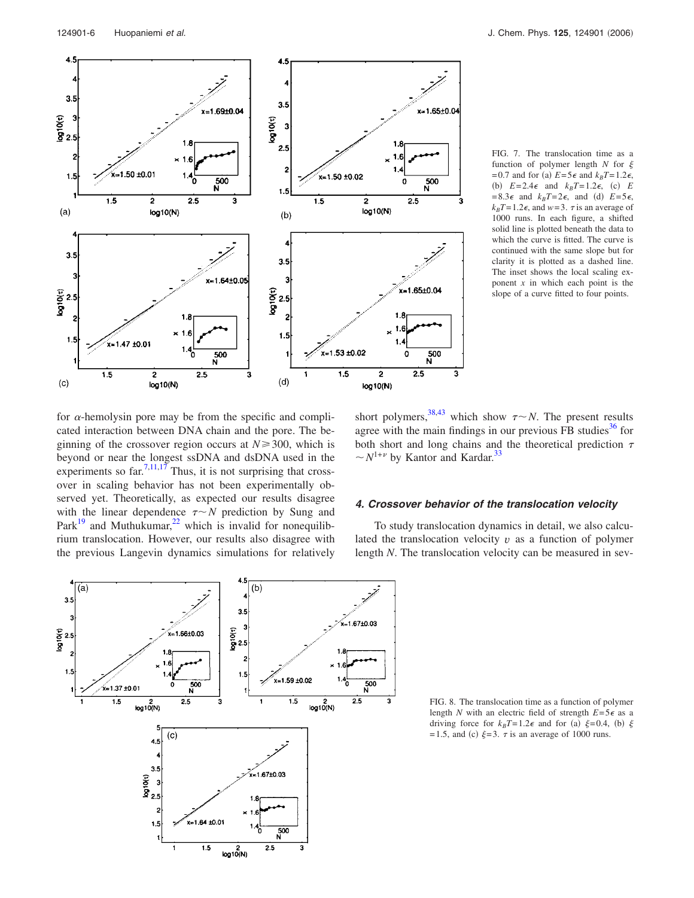FIG. 7. The translocation time as a function of polymer length $N$ for $\xi = 0.7$ and for (a) $E=5\epsilon$ and $k_BT=1.2\epsilon$, (b) $E=2.4\epsilon$ and $k_BT=1.2\epsilon$, (c) $E=8.3\epsilon$ and $k_BT=2\epsilon$, and (d) $E=5\epsilon$, $k_BT=1.2\epsilon$, and $w=3$. $\tau$ is an average of 1000 runs. In each figure, a shifted solid line is plotted beneath the data to which the curve is fitted. The curve is continued with the same slope but for clarity it is plotted as a dashed line. The inset shows the local scaling exponent $x$ in which each point is the slope of a curve fitted to four points.

for $\alpha$-hemolysin pore may be from the specific and complicated interaction between DNA chain and the pore. The beginning of the crossover region occurs at $N \geq 300$, which is beyond or near the longest ssDNA and dsDNA used in the experiments so far.[7,11,17] Thus, it is not surprising that crossover in scaling behavior has not been experimentally observed yet. Theoretically, as expected our results disagree with the linear dependence $\tau \sim N$ prediction by Sung and Park[19] and Muthukumar,[22] which is invalid for nonequilibrium translocation. However, our results also disagree with the previous Langevin dynamics simulations for relatively short polymers,[38,43] which show $\tau \sim N$. The present results agree with the main findings in our previous FB studies[36] for both short and long chains and the theoretical prediction $\tau \sim N^{1+\nu}$ by Kantor and Kardar.[33]

#### 4. Crossover behavior of the translocation velocity

To study translocation dynamics in detail, we also calculated the translocation velocity $v$ as a function of polymer length $N$. The translocation velocity can be measured in sev-

FIG. 8. The translocation time as a function of polymer length $N$ with an electric field of strength $E=5\epsilon$ as a driving force for $k_BT=1.2\epsilon$ and for (a) $\xi=0.4$, (b) $\xi=1.5$, and (c) $\xi=3$. $\tau$ is an average of 1000 runs.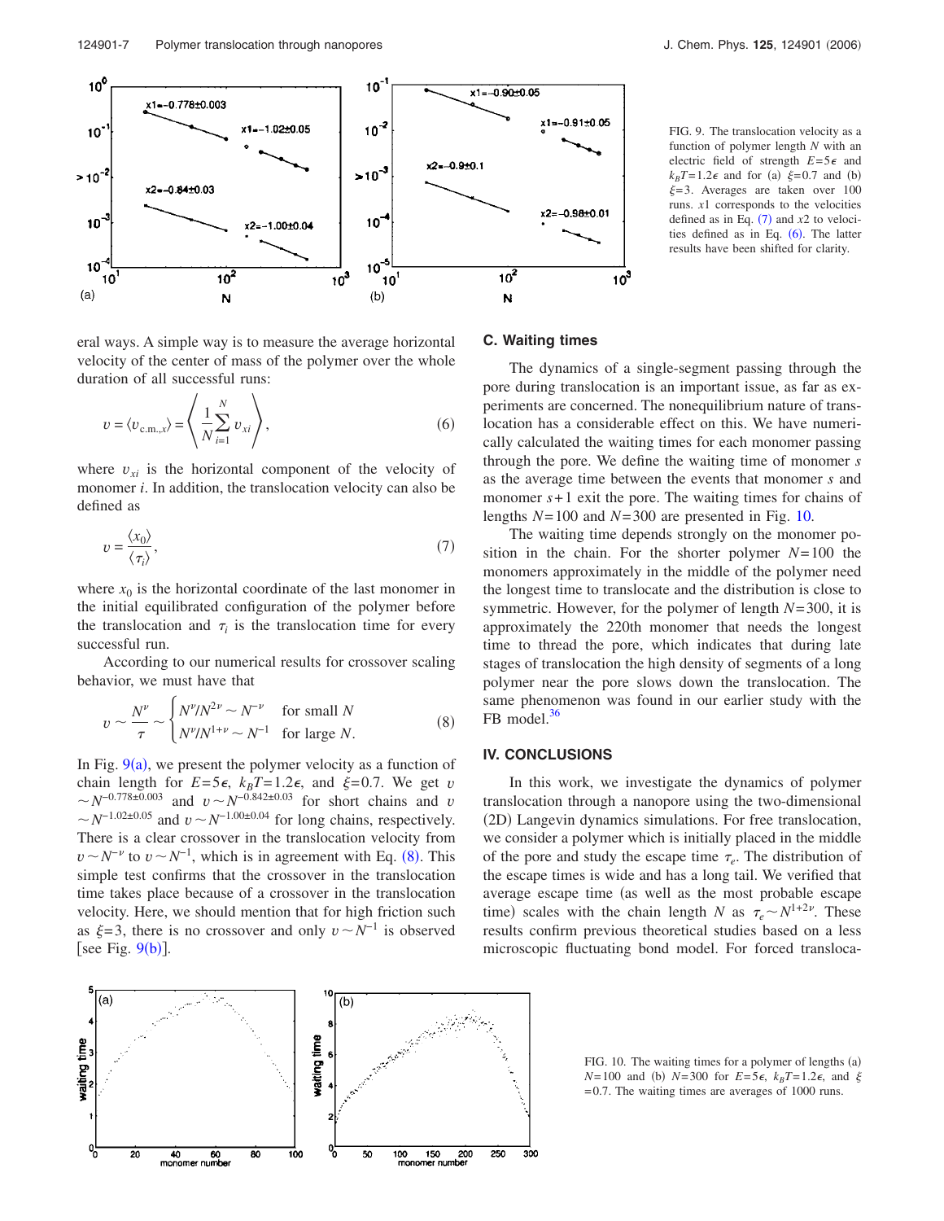FIG. 9. The translocation velocity as a function of polymer length $N$ with an electric field of strength $E=5\epsilon$ and $k_BT=1.2\epsilon$ and for (a) $\xi=0.7$ and (b) $\xi=3$. Averages are taken over 100 runs. $x1$ corresponds to the velocities defined as in Eq. (7) and $x2$ to velocities defined as in Eq. (6). The latter results have been shifted for clarity.

eral ways. A simple way is to measure the average horizontal velocity of the center of mass of the polymer over the whole duration of all successful runs:

$$v = \langle v_{\text{c.m.},x} \rangle = \left\langle \frac{1}{N}\sum_{i=1}^{N} v_{xi} \right\rangle, \tag{6}$$

where $v_{xi}$ is the horizontal component of the velocity of monomer $i$. In addition, the translocation velocity can also be defined as

$$v = \frac{\langle x_0 \rangle}{\langle \tau_i \rangle}, \tag{7}$$

where $x_0$ is the horizontal coordinate of the last monomer in the initial equilibrated configuration of the polymer before the translocation and $\tau_i$ is the translocation time for every successful run.

According to our numerical results for crossover scaling behavior, we must have that

$$v \sim \frac{N^{\nu}}{\tau} \sim \begin{cases} N^{\nu}/N^{2\nu} \sim N^{-\nu} & \text{for small } N \\ N^{\nu}/N^{1+\nu} \sim N^{-1} & \text{for large } N. \end{cases} \tag{8}$$

In Fig. 9(a), we present the polymer velocity as a function of chain length for $E=5\epsilon$, $k_BT=1.2\epsilon$, and $\xi=0.7$. We get $v \sim N^{-0.778\pm0.003}$ and $v \sim N^{-0.842\pm0.03}$ for short chains and $v \sim N^{-1.02\pm0.05}$ and $v \sim N^{-1.00\pm0.04}$ for long chains, respectively. There is a clear crossover in the translocation velocity from $v \sim N^{-\nu}$ to $v \sim N^{-1}$, which is in agreement with Eq. (8). This simple test confirms that the crossover in the translocation time takes place because of a crossover in the translocation velocity. Here, we should mention that for high friction such as $\xi=3$, there is no crossover and only $v \sim N^{-1}$ is observed [see Fig. 9(b)].

### C. Waiting times

The dynamics of a single-segment passing through the pore during translocation is an important issue, as far as experiments are concerned. The nonequilibrium nature of translocation has a considerable effect on this. We have numerically calculated the waiting times for each monomer passing through the pore. We define the waiting time of monomer $s$ as the average time between the events that monomer $s$ and monomer $s+1$ exit the pore. The waiting times for chains of lengths $N=100$ and $N=300$ are presented in Fig. 10.

The waiting time depends strongly on the monomer position in the chain. For the shorter polymer $N=100$ the monomers approximately in the middle of the polymer need the longest time to translocate and the distribution is close to symmetric. However, for the polymer of length $N=300$, it is approximately the 220th monomer that needs the longest time to thread the pore, which indicates that during late stages of translocation the high density of segments of a long polymer near the pore slows down the translocation. The same phenomenon was found in our earlier study with the FB model.[36]

## IV. CONCLUSIONS

In this work, we investigate the dynamics of polymer translocation through a nanopore using the two-dimensional (2D) Langevin dynamics simulations. For free translocation, we consider a polymer which is initially placed in the middle of the pore and study the escape time $\tau_e$. The distribution of the escape times is wide and has a long tail. We verified that average escape time (as well as the most probable escape time) scales with the chain length $N$ as $\tau_e \sim N^{1+2\nu}$. These results confirm previous theoretical studies based on a less microscopic fluctuating bond model. For forced transloca-

FIG. 10. The waiting times for a polymer of lengths (a) $N=100$ and (b) $N=300$ for $E=5\epsilon$, $k_BT=1.2\epsilon$, and $\xi=0.7$. The waiting times are averages of 1000 runs.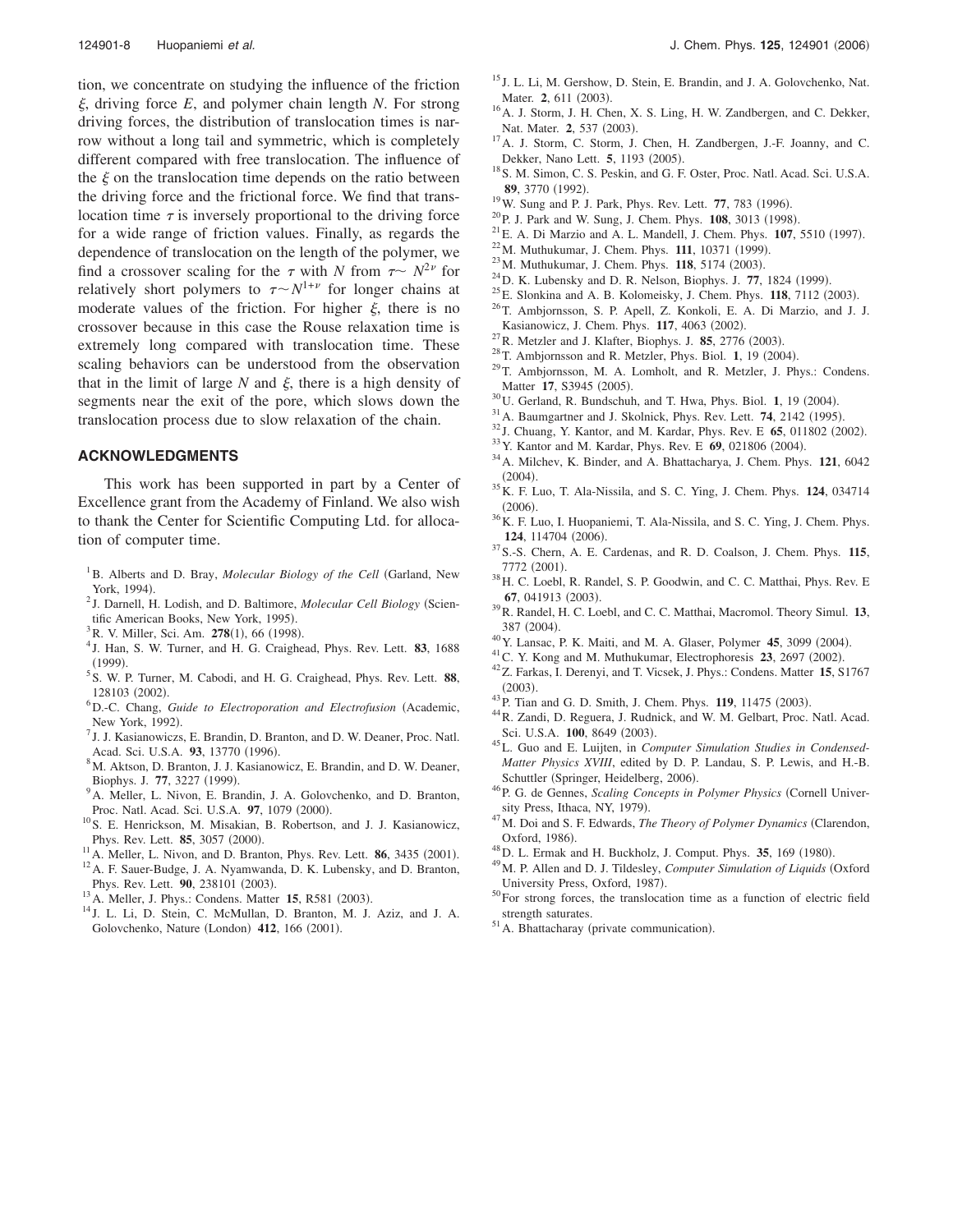tion, we concentrate on studying the influence of the friction $\xi$, driving force $E$, and polymer chain length $N$. For strong driving forces, the distribution of translocation times is narrow without a long tail and symmetric, which is completely different compared with free translocation. The influence of the $\xi$ on the translocation time depends on the ratio between the driving force and the frictional force. We find that translocation time $\tau$ is inversely proportional to the driving force for a wide range of friction values. Finally, as regards the dependence of translocation on the length of the polymer, we find a crossover scaling for the $\tau$ with $N$ from $\tau \sim N^{2\nu}$ for relatively short polymers to $\tau \sim N^{1+\nu}$ for longer chains at moderate values of the friction. For higher $\xi$, there is no crossover because in this case the Rouse relaxation time is extremely long compared with translocation time. These scaling behaviors can be understood from the observation that in the limit of large $N$ and $\xi$, there is a high density of segments near the exit of the pore, which slows down the translocation process due to slow relaxation of the chain.

## ACKNOWLEDGMENTS

This work has been supported in part by a Center of Excellence grant from the Academy of Finland. We also wish to thank the Center for Scientific Computing Ltd. for allocation of computer time.

[1] B. Alberts and D. Bray, *Molecular Biology of the Cell* (Garland, New York, 1994).
[2] J. Darnell, H. Lodish, and D. Baltimore, *Molecular Cell Biology* (Scientific American Books, New York, 1995).
[3] R. V. Miller, Sci. Am. **278**(1), 66 (1998).
[4] J. Han, S. W. Turner, and H. G. Craighead, Phys. Rev. Lett. **83**, 1688 (1999).
[5] S. W. P. Turner, M. Cabodi, and H. G. Craighead, Phys. Rev. Lett. **88**, 128103 (2002).
[6] D.-C. Chang, *Guide to Electroporation and Electrofusion* (Academic, New York, 1992).
[7] J. J. Kasianowiczs, E. Brandin, D. Branton, and D. W. Deaner, Proc. Natl. Acad. Sci. U.S.A. **93**, 13770 (1996).
[8] M. Aktson, D. Branton, J. J. Kasianowicz, E. Brandin, and D. W. Deaner, Biophys. J. **77**, 3227 (1999).
[9] A. Meller, L. Nivon, E. Brandin, J. A. Golovchenko, and D. Branton, Proc. Natl. Acad. Sci. U.S.A. **97**, 1079 (2000).
[10] S. E. Henrickson, M. Misakian, B. Robertson, and J. J. Kasianowicz, Phys. Rev. Lett. **85**, 3057 (2000).
[11] A. Meller, L. Nivon, and D. Branton, Phys. Rev. Lett. **86**, 3435 (2001).
[12] A. F. Sauer-Budge, J. A. Nyamwanda, D. K. Lubensky, and D. Branton, Phys. Rev. Lett. **90**, 238101 (2003).
[13] A. Meller, J. Phys.: Condens. Matter **15**, R581 (2003).
[14] J. L. Li, D. Stein, C. McMullan, D. Branton, M. J. Aziz, and J. A. Golovchenko, Nature (London) **412**, 166 (2001).
[15] J. L. Li, M. Gershow, D. Stein, E. Brandin, and J. A. Golovchenko, Nat. Mater. **2**, 611 (2003).
[16] A. J. Storm, J. H. Chen, X. S. Ling, H. W. Zandbergen, and C. Dekker, Nat. Mater. **2**, 537 (2003).
[17] A. J. Storm, C. Storm, J. Chen, H. Zandbergen, J.-F. Joanny, and C. Dekker, Nano Lett. **5**, 1193 (2005).
[18] S. M. Simon, C. S. Peskin, and G. F. Oster, Proc. Natl. Acad. Sci. U.S.A. **89**, 3770 (1992).
[19] W. Sung and P. J. Park, Phys. Rev. Lett. **77**, 783 (1996).
[20] P. J. Park and W. Sung, J. Chem. Phys. **108**, 3013 (1998).
[21] E. A. Di Marzio and A. L. Mandell, J. Chem. Phys. **107**, 5510 (1997).
[22] M. Muthukumar, J. Chem. Phys. **111**, 10371 (1999).
[23] M. Muthukumar, J. Chem. Phys. **118**, 5174 (2003).
[24] D. K. Lubensky and D. R. Nelson, Biophys. J. **77**, 1824 (1999).
[25] E. Slonkina and A. B. Kolomeisky, J. Chem. Phys. **118**, 7112 (2003).
[26] T. Ambjornsson, S. P. Apell, Z. Konkoli, E. A. Di Marzio, and J. J. Kasianowicz, J. Chem. Phys. **117**, 4063 (2002).
[27] R. Metzler and J. Klafter, Biophys. J. **85**, 2776 (2003).
[28] T. Ambjornsson and R. Metzler, Phys. Biol. **1**, 19 (2004).
[29] T. Ambjornsson, M. A. Lomholt, and R. Metzler, J. Phys.: Condens. Matter **17**, S3945 (2005).
[30] U. Gerland, R. Bundschuh, and T. Hwa, Phys. Biol. **1**, 19 (2004).
[31] A. Baumgartner and J. Skolnick, Phys. Rev. Lett. **74**, 2142 (1995).
[32] J. Chuang, Y. Kantor, and M. Kardar, Phys. Rev. E **65**, 011802 (2002).
[33] Y. Kantor and M. Kardar, Phys. Rev. E **69**, 021806 (2004).
[34] A. Milchev, K. Binder, and A. Bhattacharya, J. Chem. Phys. **121**, 6042 (2004).
[35] K. F. Luo, T. Ala-Nissila, and S. C. Ying, J. Chem. Phys. **124**, 034714 (2006).
[36] K. F. Luo, I. Huopaniemi, T. Ala-Nissila, and S. C. Ying, J. Chem. Phys. **124**, 114704 (2006).
[37] S.-S. Chern, A. E. Cardenas, and R. D. Coalson, J. Chem. Phys. **115**, 7772 (2001).
[38] H. C. Loebl, R. Randel, S. P. Goodwin, and C. C. Matthai, Phys. Rev. E **67**, 041913 (2003).
[39] R. Randel, H. C. Loebl, and C. C. Matthai, Macromol. Theory Simul. **13**, 387 (2004).
[40] Y. Lansac, P. K. Maiti, and M. A. Glaser, Polymer **45**, 3099 (2004).
[41] C. Y. Kong and M. Muthukumar, Electrophoresis **23**, 2697 (2002).
[42] Z. Farkas, I. Derenyi, and T. Vicsek, J. Phys.: Condens. Matter **15**, S1767 (2003).
[43] P. Tian and G. D. Smith, J. Chem. Phys. **119**, 11475 (2003).
[44] R. Zandi, D. Reguera, J. Rudnick, and W. M. Gelbart, Proc. Natl. Acad. Sci. U.S.A. **100**, 8649 (2003).
[45] L. Guo and E. Luijten, in *Computer Simulation Studies in Condensed-Matter Physics XVIII*, edited by D. P. Landau, S. P. Lewis, and H.-B. Schuttler (Springer, Heidelberg, 2006).
[46] P. G. de Gennes, *Scaling Concepts in Polymer Physics* (Cornell University Press, Ithaca, NY, 1979).
[47] M. Doi and S. F. Edwards, *The Theory of Polymer Dynamics* (Clarendon, Oxford, 1986).
[48] D. L. Ermak and H. Buckholz, J. Comput. Phys. **35**, 169 (1980).
[49] M. P. Allen and D. J. Tildesley, *Computer Simulation of Liquids* (Oxford University Press, Oxford, 1987).
[50] For strong forces, the translocation time as a function of electric field strength saturates.
[51] A. Bhattacharay (private communication).